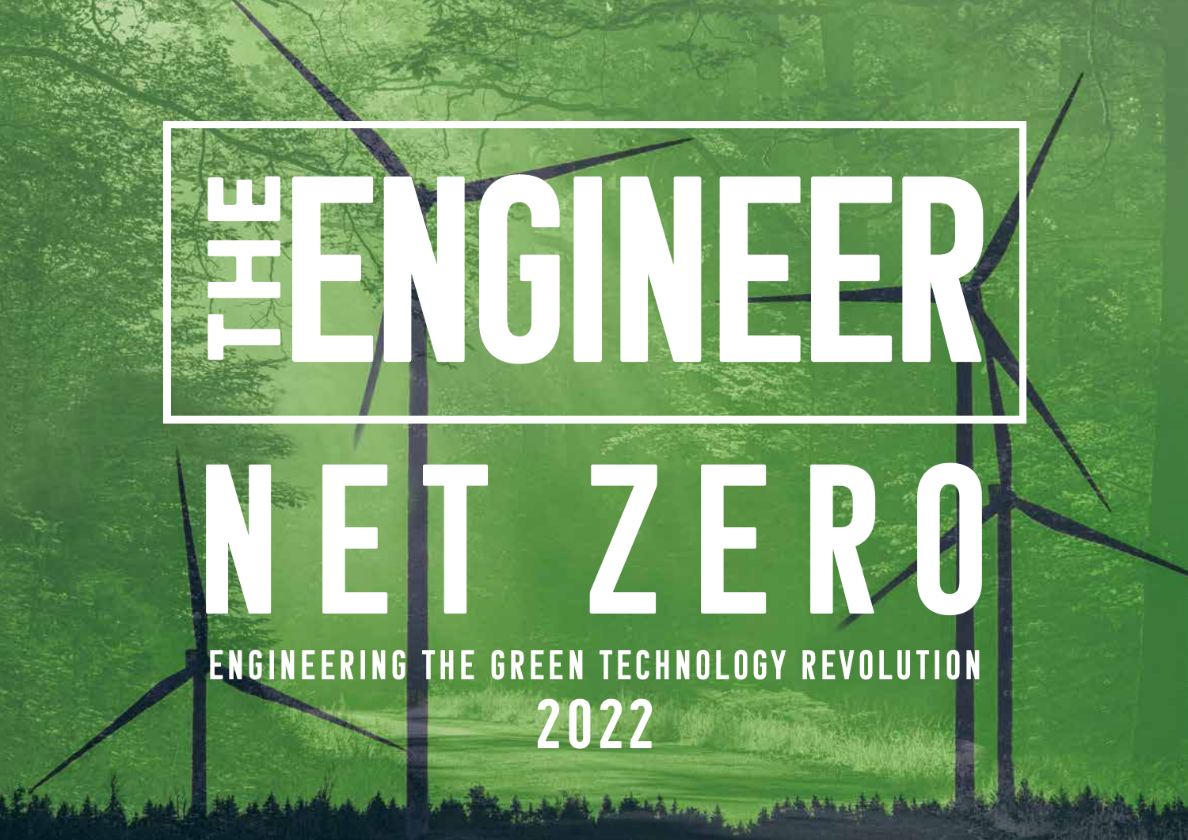# THE ENGINEER

# NET ZERO

## ENGINEERING THE GREEN TECHNOLOGY REVOLUTION

## 2022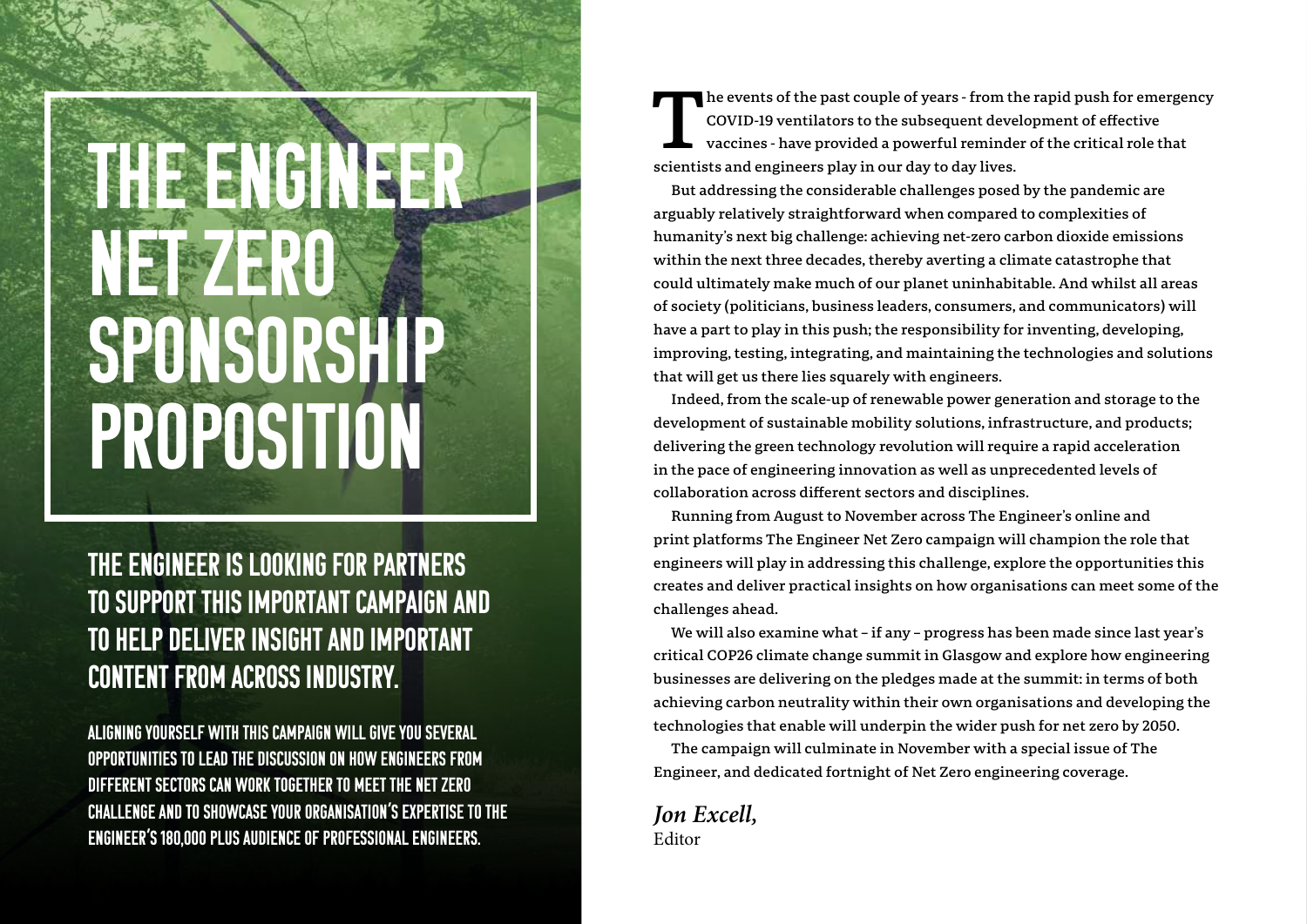# THE ENGINEER NET ZERO SPONSORSHIP PROPOSITION

## THE ENGINEER IS LOOKING FOR PARTNERS TO SUPPORT THIS IMPORTANT CAMPAIGN AND TO HELP DELIVER INSIGHT AND IMPORTANT CONTENT FROM ACROSS INDUSTRY.

**ALIGNING YOURSELF WITH THIS CAMPAIGN WILL GIVE YOU SEVERAL OPPORTUNITIES TO LEAD THE DISCUSSION ON HOW ENGINEERS FROM DIFFERENT SECTORS CAN WORK TOGETHER TO MEET THE NET ZERO CHALLENGE AND TO SHOWCASE YOUR ORGANISATION'S EXPERTISE TO THE ENGINEER'S 180,000 PLUS AUDIENCE OF PROFESSIONAL ENGINEERS.**

The events of the past couple of years - from the rapid push for emergency COVID-19 ventilators to the subsequent development of effective vaccines - have provided a powerful reminder of the critical role that scientists and engineers play in our day to day lives.

But addressing the considerable challenges posed by the pandemic are arguably relatively straightforward when compared to complexities of humanity's next big challenge: achieving net-zero carbon dioxide emissions within the next three decades, thereby averting a climate catastrophe that could ultimately make much of our planet uninhabitable. And whilst all areas of society (politicians, business leaders, consumers, and communicators) will have a part to play in this push; the responsibility for inventing, developing, improving, testing, integrating, and maintaining the technologies and solutions that will get us there lies squarely with engineers.

Indeed, from the scale-up of renewable power generation and storage to the development of sustainable mobility solutions, infrastructure, and products; delivering the green technology revolution will require a rapid acceleration in the pace of engineering innovation as well as unprecedented levels of collaboration across different sectors and disciplines.

Running from August to November across The Engineer's online and print platforms The Engineer Net Zero campaign will champion the role that engineers will play in addressing this challenge, explore the opportunities this creates and deliver practical insights on how organisations can meet some of the challenges ahead.

We will also examine what – if any – progress has been made since last year's critical COP26 climate change summit in Glasgow and explore how engineering businesses are delivering on the pledges made at the summit: in terms of both achieving carbon neutrality within their own organisations and developing the technologies that enable will underpin the wider push for net zero by 2050.

The campaign will culminate in November with a special issue of The Engineer, and dedicated fortnight of Net Zero engineering coverage.

***Jon Excell,***
Editor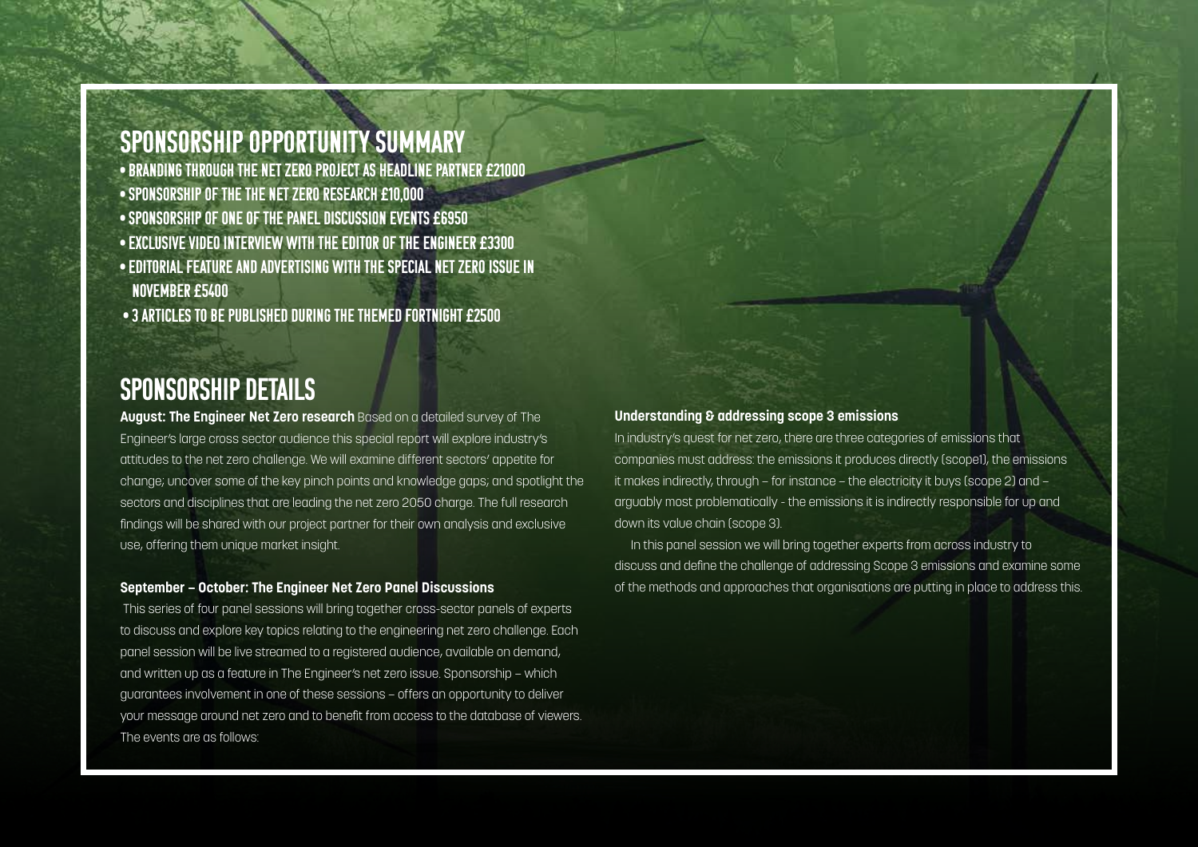## SPONSORSHIP OPPORTUNITY SUMMARY

- BRANDING THROUGH THE NET ZERO PROJECT AS HEADLINE PARTNER £21000
- SPONSORSHIP OF THE THE NET ZERO RESEARCH £10,000
- SPONSORSHIP OF ONE OF THE PANEL DISCUSSION EVENTS £6950
- EXCLUSIVE VIDEO INTERVIEW WITH THE EDITOR OF THE ENGINEER £3300
- EDITORIAL FEATURE AND ADVERTISING WITH THE SPECIAL NET ZERO ISSUE IN NOVEMBER £5400
- 3 ARTICLES TO BE PUBLISHED DURING THE THEMED FORTNIGHT £2500

## SPONSORSHIP DETAILS

**August: The Engineer Net Zero research** Based on a detailed survey of The Engineer's large cross sector audience this special report will explore industry's attitudes to the net zero challenge. We will examine different sectors' appetite for change; uncover some of the key pinch points and knowledge gaps; and spotlight the sectors and disciplines that are leading the net zero 2050 charge. The full research findings will be shared with our project partner for their own analysis and exclusive use, offering them unique market insight.

**September – October: The Engineer Net Zero Panel Discussions**

This series of four panel sessions will bring together cross-sector panels of experts to discuss and explore key topics relating to the engineering net zero challenge. Each panel session will be live streamed to a registered audience, available on demand, and written up as a feature in The Engineer's net zero issue. Sponsorship – which guarantees involvement in one of these sessions – offers an opportunity to deliver your message around net zero and to benefit from access to the database of viewers. The events are as follows:

**Understanding & addressing scope 3 emissions**

In industry's quest for net zero, there are three categories of emissions that companies must address: the emissions it produces directly (scope1), the emissions it makes indirectly, through – for instance – the electricity it buys (scope 2) and – arguably most problematically - the emissions it is indirectly responsible for up and down its value chain (scope 3).

In this panel session we will bring together experts from across industry to discuss and define the challenge of addressing Scope 3 emissions and examine some of the methods and approaches that organisations are putting in place to address this.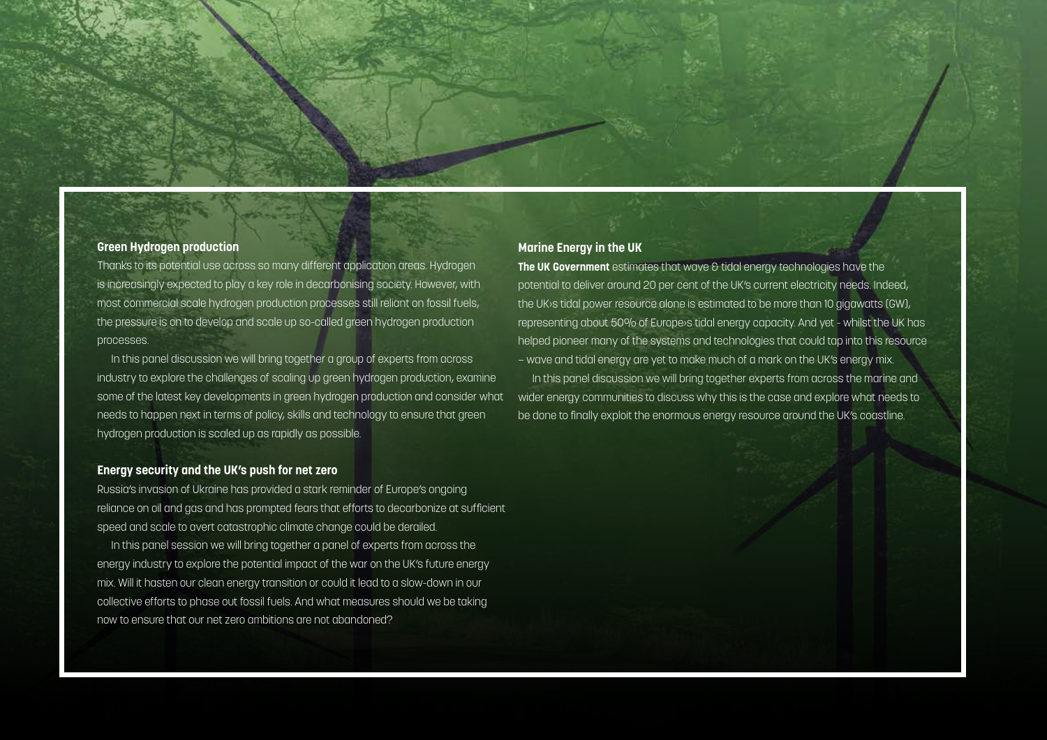## Green Hydrogen production

Thanks to its potential use across so many different application areas. Hydrogen is increasingly expected to play a key role in decarbonising society. However, with most commercial scale hydrogen production processes still reliant on fossil fuels, the pressure is on to develop and scale up so-called green hydrogen production processes.

In this panel discussion we will bring together a group of experts from across industry to explore the challenges of scaling up green hydrogen production, examine some of the latest key developments in green hydrogen production and consider what needs to happen next in terms of policy, skills and technology to ensure that green hydrogen production is scaled up as rapidly as possible.

## Energy security and the UK's push for net zero

Russia's invasion of Ukraine has provided a stark reminder of Europe's ongoing reliance on oil and gas and has prompted fears that efforts to decarbonize at sufficient speed and scale to avert catastrophic climate change could be derailed.

In this panel session we will bring together a panel of experts from across the energy industry to explore the potential impact of the war on the UK's future energy mix. Will it hasten our clean energy transition or could it lead to a slow-down in our collective efforts to phase out fossil fuels. And what measures should we be taking now to ensure that our net zero ambitions are not abandoned?

## Marine Energy in the UK

**The UK Government** estimates that wave & tidal energy technologies have the potential to deliver around 20 per cent of the UK's current electricity needs. Indeed, the UK›s tidal power resource alone is estimated to be more than 10 gigawatts (GW), representing about 50% of Europe›s tidal energy capacity. And yet - whilst the UK has helped pioneer many of the systems and technologies that could tap into this resource – wave and tidal energy are yet to make much of a mark on the UK's energy mix.

In this panel discussion we will bring together experts from across the marine and wider energy communities to discuss why this is the case and explore what needs to be done to finally exploit the enormous energy resource around the UK's coastline.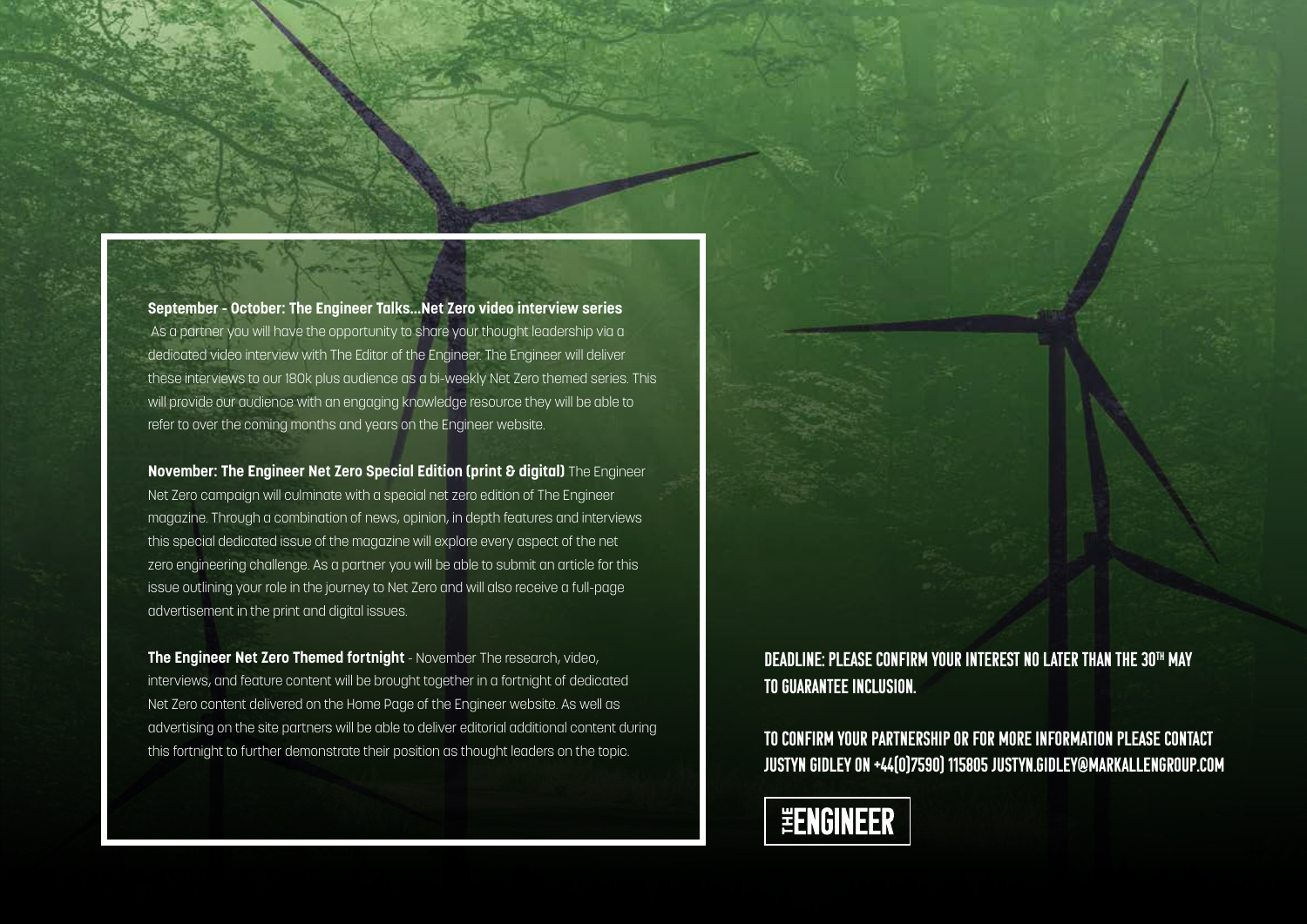**September - October: The Engineer Talks...Net Zero video interview series** As a partner you will have the opportunity to share your thought leadership via a dedicated video interview with The Editor of the Engineer. The Engineer will deliver these interviews to our 180k plus audience as a bi-weekly Net Zero themed series. This will provide our audience with an engaging knowledge resource they will be able to refer to over the coming months and years on the Engineer website.

**November: The Engineer Net Zero Special Edition (print & digital)** The Engineer Net Zero campaign will culminate with a special net zero edition of The Engineer magazine. Through a combination of news, opinion, in depth features and interviews this special dedicated issue of the magazine will explore every aspect of the net zero engineering challenge. As a partner you will be able to submit an article for this issue outlining your role in the journey to Net Zero and will also receive a full-page advertisement in the print and digital issues.

**The Engineer Net Zero Themed fortnight** - November The research, video, interviews, and feature content will be brought together in a fortnight of dedicated Net Zero content delivered on the Home Page of the Engineer website. As well as advertising on the site partners will be able to deliver editorial additional content during this fortnight to further demonstrate their position as thought leaders on the topic.

**DEADLINE: PLEASE CONFIRM YOUR INTEREST NO LATER THAN THE 30TH MAY TO GUARANTEE INCLUSION.**

**TO CONFIRM YOUR PARTNERSHIP OR FOR MORE INFORMATION PLEASE CONTACT JUSTYN GIDLEY ON +44(0)7590) 115805 JUSTYN.GIDLEY@MARKALLENGROUP.COM**

THE ENGINEER